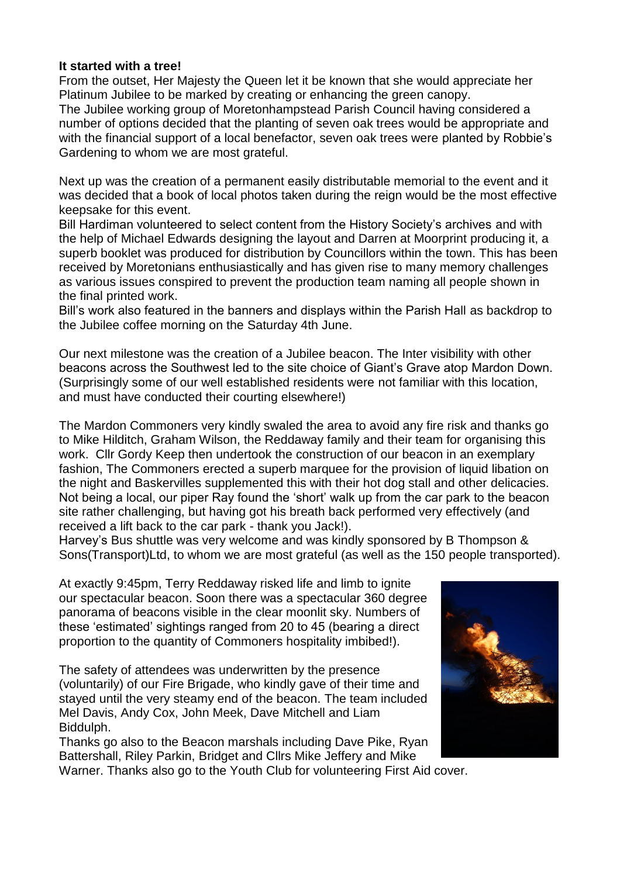**It started with a tree!**

From the outset, Her Majesty the Queen let it be known that she would appreciate her Platinum Jubilee to be marked by creating or enhancing the green canopy.
The Jubilee working group of Moretonhampstead Parish Council having considered a number of options decided that the planting of seven oak trees would be appropriate and with the financial support of a local benefactor, seven oak trees were planted by Robbie's Gardening to whom we are most grateful.

Next up was the creation of a permanent easily distributable memorial to the event and it was decided that a book of local photos taken during the reign would be the most effective keepsake for this event.
Bill Hardiman volunteered to select content from the History Society's archives and with the help of Michael Edwards designing the layout and Darren at Moorprint producing it, a superb booklet was produced for distribution by Councillors within the town. This has been received by Moretonians enthusiastically and has given rise to many memory challenges as various issues conspired to prevent the production team naming all people shown in the final printed work.
Bill's work also featured in the banners and displays within the Parish Hall as backdrop to the Jubilee coffee morning on the Saturday 4th June.

Our next milestone was the creation of a Jubilee beacon. The Inter visibility with other beacons across the Southwest led to the site choice of Giant's Grave atop Mardon Down. (Surprisingly some of our well established residents were not familiar with this location, and must have conducted their courting elsewhere!)

The Mardon Commoners very kindly swaled the area to avoid any fire risk and thanks go to Mike Hilditch, Graham Wilson, the Reddaway family and their team for organising this work. Cllr Gordy Keep then undertook the construction of our beacon in an exemplary fashion, The Commoners erected a superb marquee for the provision of liquid libation on the night and Baskervilles supplemented this with their hot dog stall and other delicacies. Not being a local, our piper Ray found the 'short' walk up from the car park to the beacon site rather challenging, but having got his breath back performed very effectively (and received a lift back to the car park - thank you Jack!).
Harvey's Bus shuttle was very welcome and was kindly sponsored by B Thompson & Sons(Transport)Ltd, to whom we are most grateful (as well as the 150 people transported).

At exactly 9:45pm, Terry Reddaway risked life and limb to ignite our spectacular beacon. Soon there was a spectacular 360 degree panorama of beacons visible in the clear moonlit sky. Numbers of these 'estimated' sightings ranged from 20 to 45 (bearing a direct proportion to the quantity of Commoners hospitality imbibed!).

The safety of attendees was underwritten by the presence (voluntarily) of our Fire Brigade, who kindly gave of their time and stayed until the very steamy end of the beacon. The team included Mel Davis, Andy Cox, John Meek, Dave Mitchell and Liam Biddulph.
Thanks go also to the Beacon marshals including Dave Pike, Ryan Battershall, Riley Parkin, Bridget and Cllrs Mike Jeffery and Mike Warner. Thanks also go to the Youth Club for volunteering First Aid cover.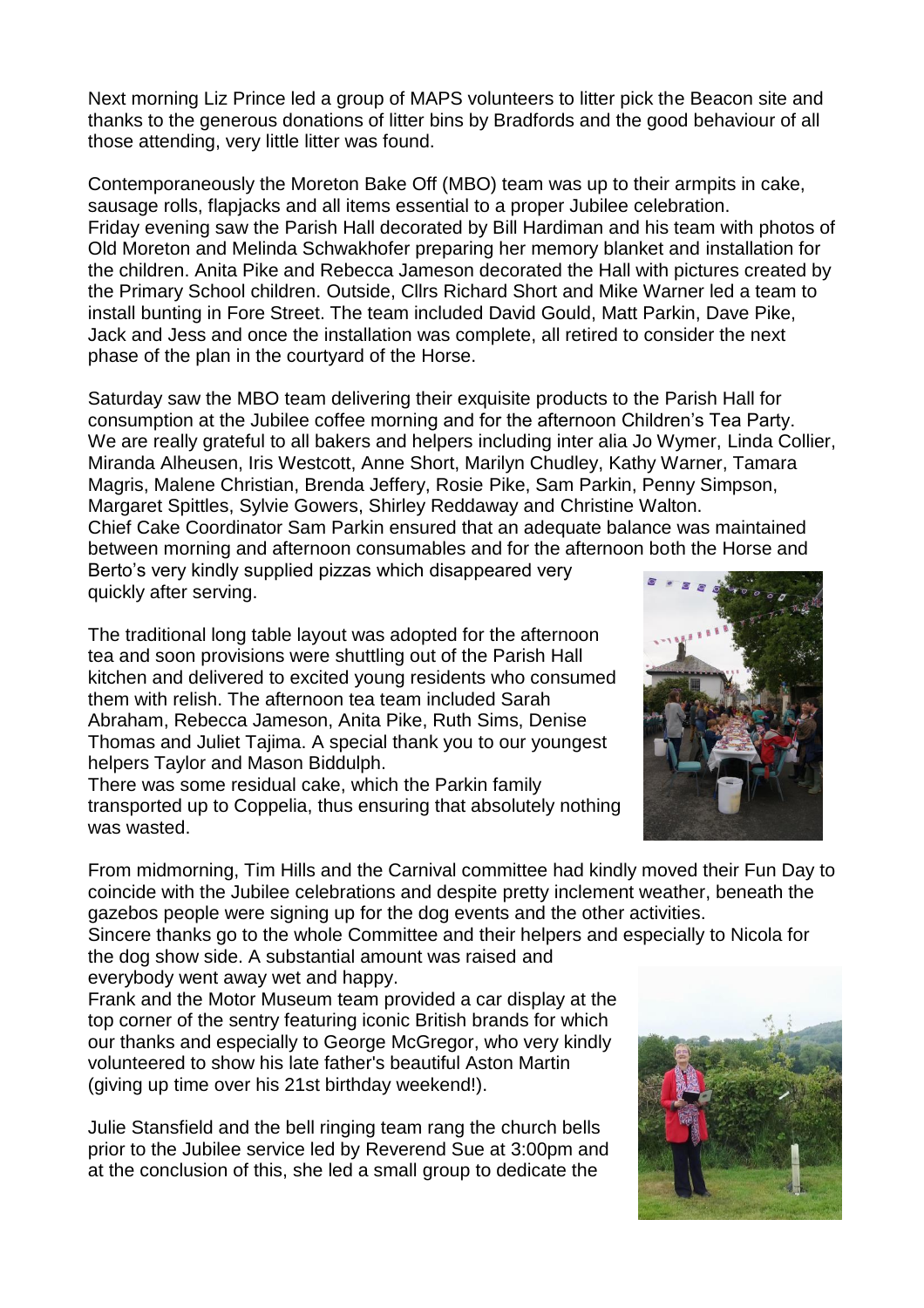Next morning Liz Prince led a group of MAPS volunteers to litter pick the Beacon site and thanks to the generous donations of litter bins by Bradfords and the good behaviour of all those attending, very little litter was found.

Contemporaneously the Moreton Bake Off (MBO) team was up to their armpits in cake, sausage rolls, flapjacks and all items essential to a proper Jubilee celebration.
Friday evening saw the Parish Hall decorated by Bill Hardiman and his team with photos of Old Moreton and Melinda Schwakhofer preparing her memory blanket and installation for the children. Anita Pike and Rebecca Jameson decorated the Hall with pictures created by the Primary School children. Outside, Cllrs Richard Short and Mike Warner led a team to install bunting in Fore Street. The team included David Gould, Matt Parkin, Dave Pike, Jack and Jess and once the installation was complete, all retired to consider the next phase of the plan in the courtyard of the Horse.

Saturday saw the MBO team delivering their exquisite products to the Parish Hall for consumption at the Jubilee coffee morning and for the afternoon Children's Tea Party. We are really grateful to all bakers and helpers including inter alia Jo Wymer, Linda Collier, Miranda Alheusen, Iris Westcott, Anne Short, Marilyn Chudley, Kathy Warner, Tamara Magris, Malene Christian, Brenda Jeffery, Rosie Pike, Sam Parkin, Penny Simpson, Margaret Spittles, Sylvie Gowers, Shirley Reddaway and Christine Walton.
Chief Cake Coordinator Sam Parkin ensured that an adequate balance was maintained between morning and afternoon consumables and for the afternoon both the Horse and Berto's very kindly supplied pizzas which disappeared very quickly after serving.

The traditional long table layout was adopted for the afternoon tea and soon provisions were shuttling out of the Parish Hall kitchen and delivered to excited young residents who consumed them with relish. The afternoon tea team included Sarah Abraham, Rebecca Jameson, Anita Pike, Ruth Sims, Denise Thomas and Juliet Tajima. A special thank you to our youngest helpers Taylor and Mason Biddulph.
There was some residual cake, which the Parkin family transported up to Coppelia, thus ensuring that absolutely nothing was wasted.

From midmorning, Tim Hills and the Carnival committee had kindly moved their Fun Day to coincide with the Jubilee celebrations and despite pretty inclement weather, beneath the gazebos people were signing up for the dog events and the other activities.
Sincere thanks go to the whole Committee and their helpers and especially to Nicola for the dog show side. A substantial amount was raised and everybody went away wet and happy.
Frank and the Motor Museum team provided a car display at the top corner of the sentry featuring iconic British brands for which our thanks and especially to George McGregor, who very kindly volunteered to show his late father's beautiful Aston Martin (giving up time over his 21st birthday weekend!).

Julie Stansfield and the bell ringing team rang the church bells prior to the Jubilee service led by Reverend Sue at 3:00pm and at the conclusion of this, she led a small group to dedicate the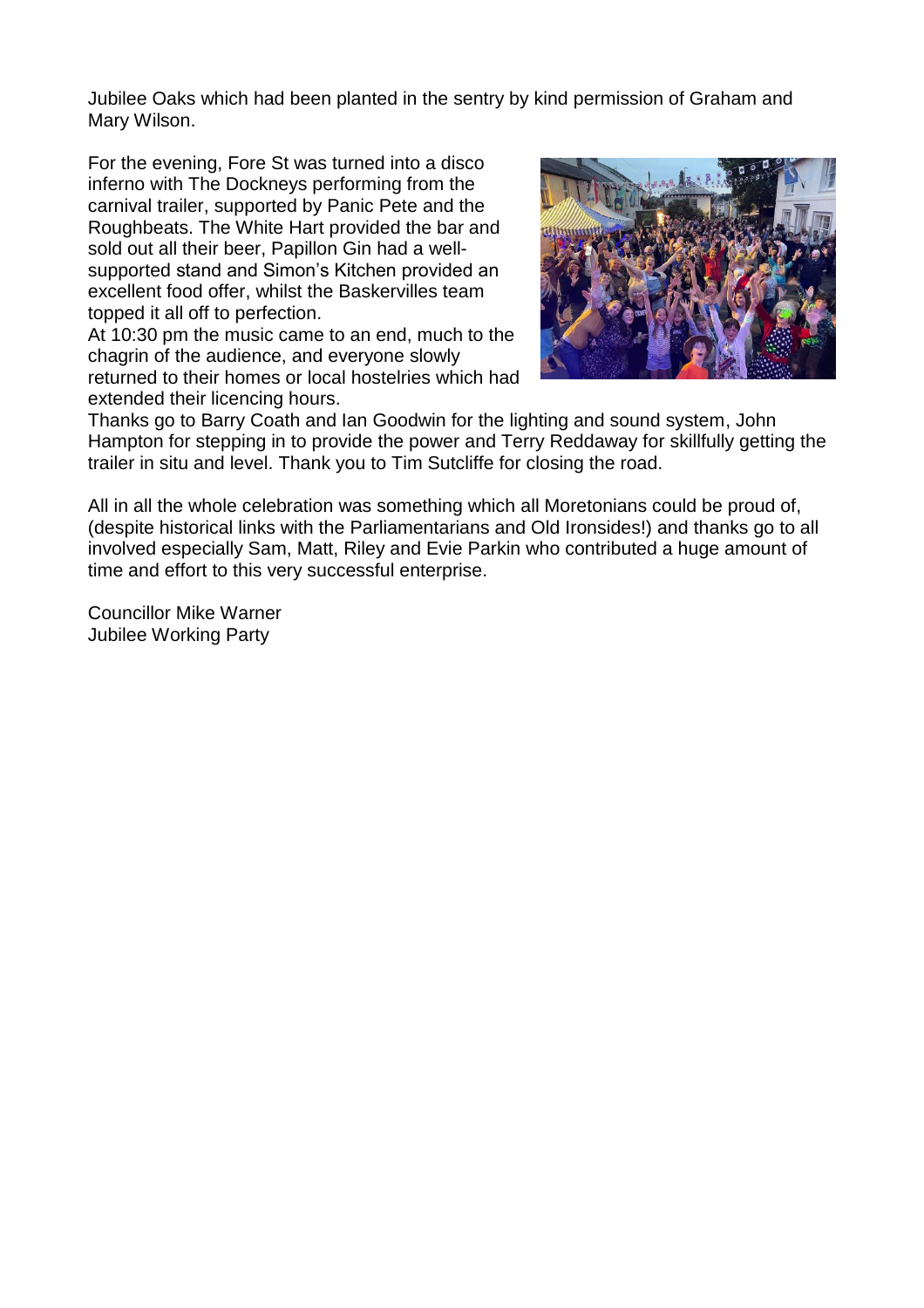Jubilee Oaks which had been planted in the sentry by kind permission of Graham and Mary Wilson.

For the evening, Fore St was turned into a disco inferno with The Dockneys performing from the carnival trailer, supported by Panic Pete and the Roughbeats. The White Hart provided the bar and sold out all their beer, Papillon Gin had a well-supported stand and Simon's Kitchen provided an excellent food offer, whilst the Baskervilles team topped it all off to perfection.
At 10:30 pm the music came to an end, much to the chagrin of the audience, and everyone slowly returned to their homes or local hostelries which had extended their licencing hours.
Thanks go to Barry Coath and Ian Goodwin for the lighting and sound system, John Hampton for stepping in to provide the power and Terry Reddaway for skillfully getting the trailer in situ and level. Thank you to Tim Sutcliffe for closing the road.

All in all the whole celebration was something which all Moretonians could be proud of, (despite historical links with the Parliamentarians and Old Ironsides!) and thanks go to all involved especially Sam, Matt, Riley and Evie Parkin who contributed a huge amount of time and effort to this very successful enterprise.

Councillor Mike Warner
Jubilee Working Party